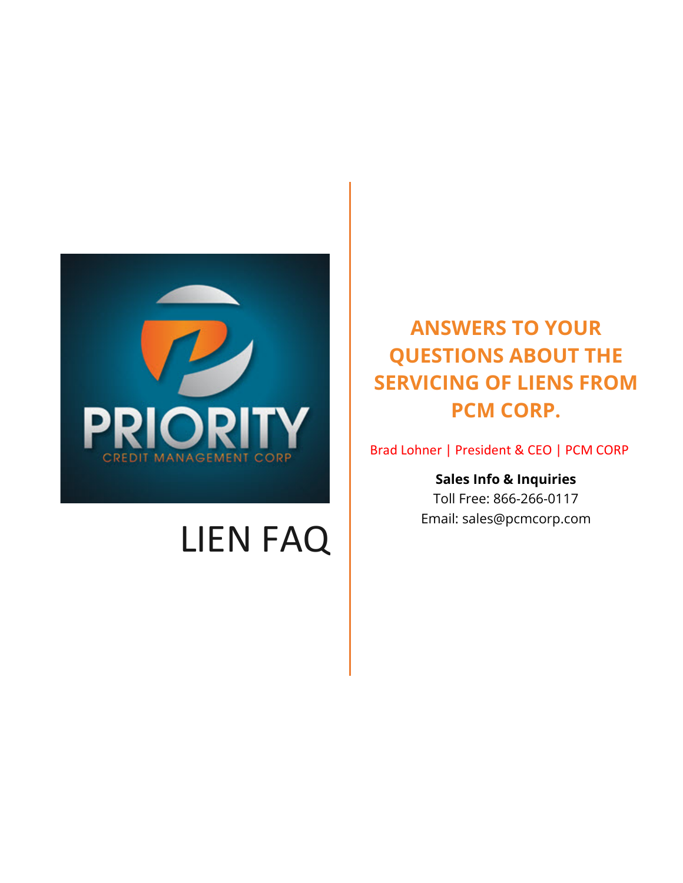PRIORITY

CREDIT MANAGEMENT CORP

# LIEN FAQ

## ANSWERS TO YOUR QUESTIONS ABOUT THE SERVICING OF LIENS FROM PCM CORP.

Brad Lohner | President & CEO | PCM CORP

**Sales Info & Inquiries**

Toll Free: 866-266-0117

Email: sales@pcmcorp.com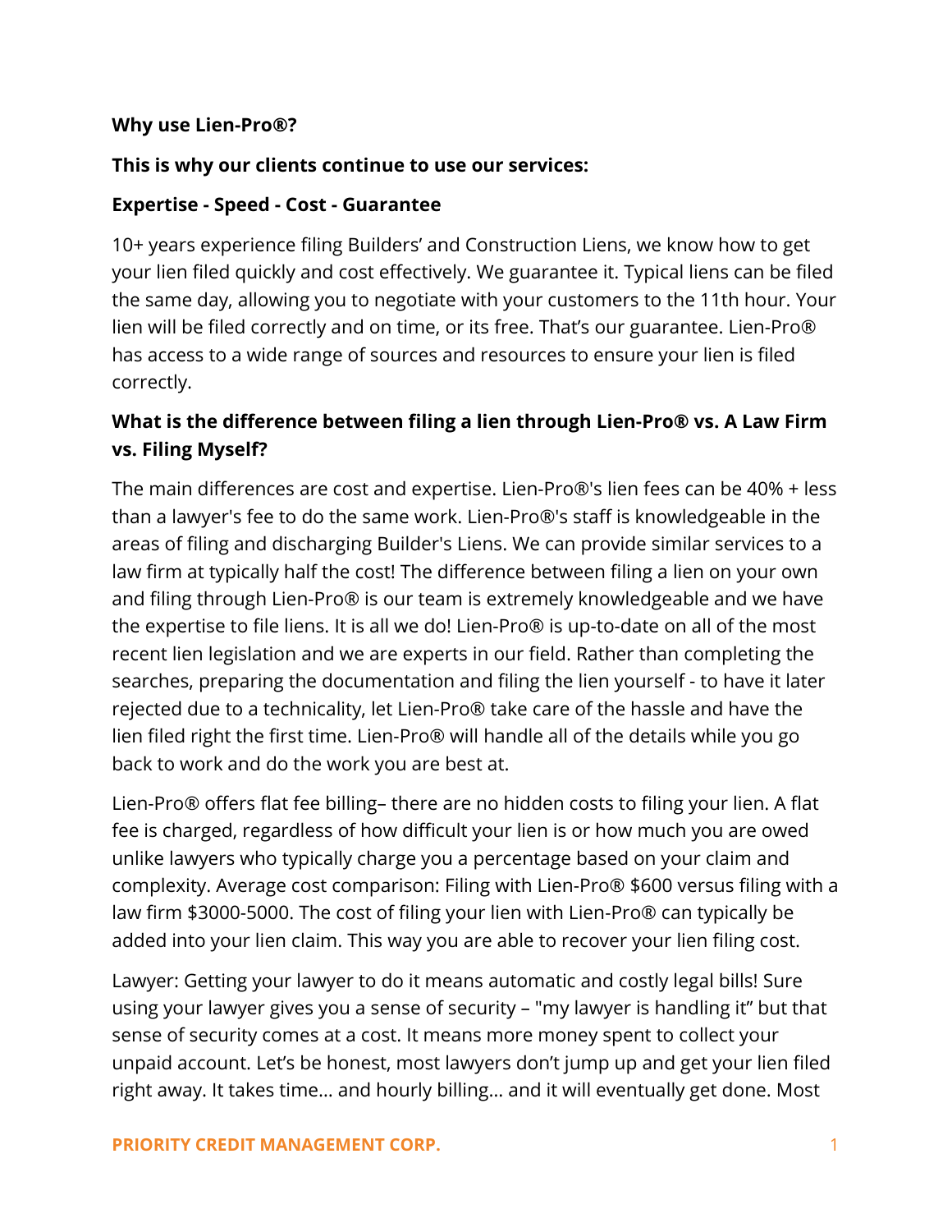**Why use Lien-Pro®?**

**This is why our clients continue to use our services:**

**Expertise - Speed - Cost - Guarantee**

10+ years experience filing Builders' and Construction Liens, we know how to get your lien filed quickly and cost effectively. We guarantee it. Typical liens can be filed the same day, allowing you to negotiate with your customers to the 11th hour. Your lien will be filed correctly and on time, or its free. That's our guarantee. Lien-Pro® has access to a wide range of sources and resources to ensure your lien is filed correctly.

**What is the difference between filing a lien through Lien-Pro® vs. A Law Firm vs. Filing Myself?**

The main differences are cost and expertise. Lien-Pro®'s lien fees can be 40% + less than a lawyer's fee to do the same work. Lien-Pro®'s staff is knowledgeable in the areas of filing and discharging Builder's Liens. We can provide similar services to a law firm at typically half the cost! The difference between filing a lien on your own and filing through Lien-Pro® is our team is extremely knowledgeable and we have the expertise to file liens. It is all we do! Lien-Pro® is up-to-date on all of the most recent lien legislation and we are experts in our field. Rather than completing the searches, preparing the documentation and filing the lien yourself - to have it later rejected due to a technicality, let Lien-Pro® take care of the hassle and have the lien filed right the first time. Lien-Pro® will handle all of the details while you go back to work and do the work you are best at.

Lien-Pro® offers flat fee billing– there are no hidden costs to filing your lien. A flat fee is charged, regardless of how difficult your lien is or how much you are owed unlike lawyers who typically charge you a percentage based on your claim and complexity. Average cost comparison: Filing with Lien-Pro® $600 versus filing with a law firm $3000-5000. The cost of filing your lien with Lien-Pro® can typically be added into your lien claim. This way you are able to recover your lien filing cost.

Lawyer: Getting your lawyer to do it means automatic and costly legal bills! Sure using your lawyer gives you a sense of security – "my lawyer is handling it" but that sense of security comes at a cost. It means more money spent to collect your unpaid account. Let's be honest, most lawyers don't jump up and get your lien filed right away. It takes time... and hourly billing... and it will eventually get done. Most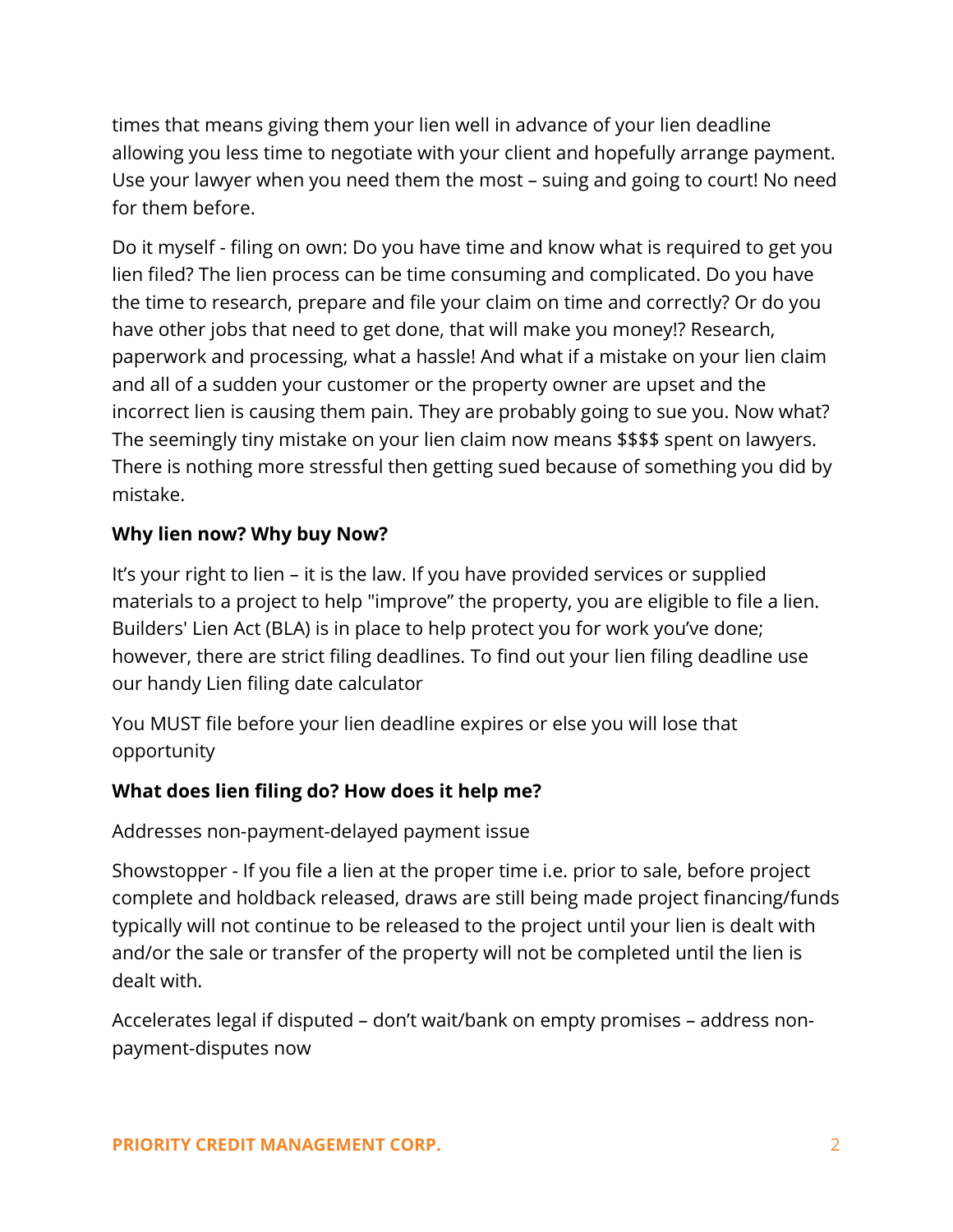times that means giving them your lien well in advance of your lien deadline allowing you less time to negotiate with your client and hopefully arrange payment. Use your lawyer when you need them the most – suing and going to court! No need for them before.

Do it myself - filing on own: Do you have time and know what is required to get you lien filed? The lien process can be time consuming and complicated. Do you have the time to research, prepare and file your claim on time and correctly? Or do you have other jobs that need to get done, that will make you money!? Research, paperwork and processing, what a hassle! And what if a mistake on your lien claim and all of a sudden your customer or the property owner are upset and the incorrect lien is causing them pain. They are probably going to sue you. Now what? The seemingly tiny mistake on your lien claim now means $$$$ spent on lawyers. There is nothing more stressful then getting sued because of something you did by mistake.

**Why lien now? Why buy Now?**

It's your right to lien – it is the law. If you have provided services or supplied materials to a project to help "improve" the property, you are eligible to file a lien. Builders' Lien Act (BLA) is in place to help protect you for work you've done; however, there are strict filing deadlines. To find out your lien filing deadline use our handy Lien filing date calculator

You MUST file before your lien deadline expires or else you will lose that opportunity

**What does lien filing do? How does it help me?**

Addresses non-payment-delayed payment issue

Showstopper - If you file a lien at the proper time i.e. prior to sale, before project complete and holdback released, draws are still being made project financing/funds typically will not continue to be released to the project until your lien is dealt with and/or the sale or transfer of the property will not be completed until the lien is dealt with.

Accelerates legal if disputed – don't wait/bank on empty promises – address non-payment-disputes now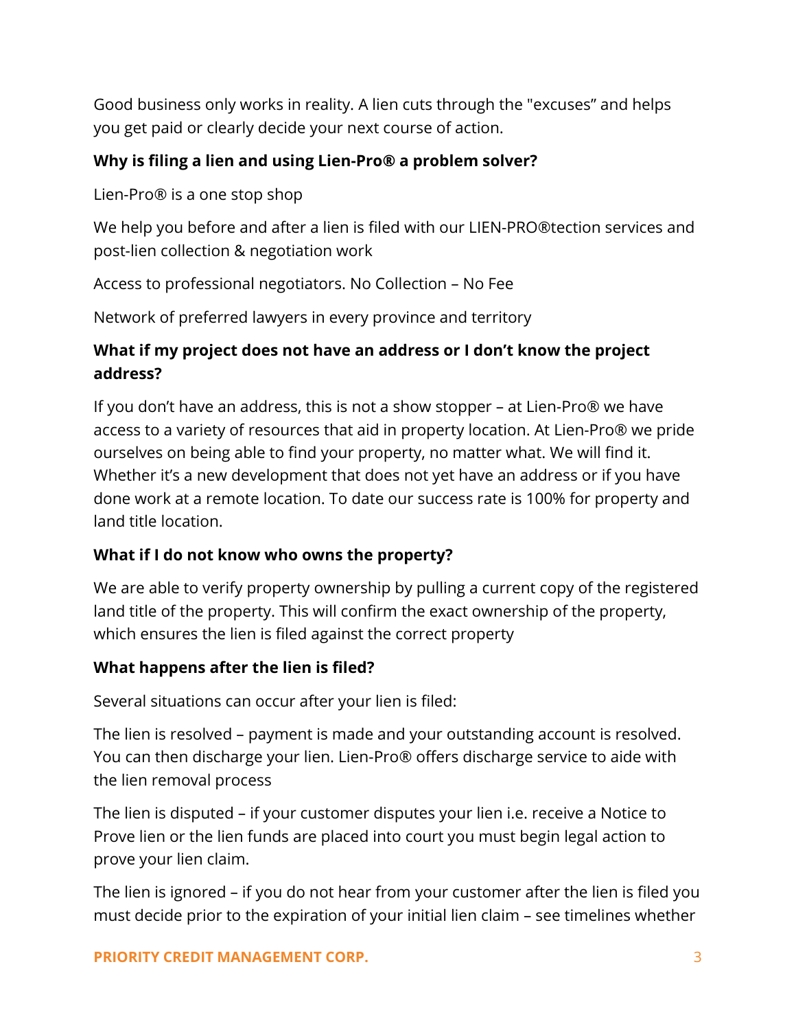Good business only works in reality. A lien cuts through the "excuses" and helps you get paid or clearly decide your next course of action.

**Why is filing a lien and using Lien-Pro® a problem solver?**

Lien-Pro® is a one stop shop

We help you before and after a lien is filed with our LIEN-PRO®tection services and post-lien collection & negotiation work

Access to professional negotiators. No Collection – No Fee

Network of preferred lawyers in every province and territory

**What if my project does not have an address or I don't know the project address?**

If you don't have an address, this is not a show stopper – at Lien-Pro® we have access to a variety of resources that aid in property location. At Lien-Pro® we pride ourselves on being able to find your property, no matter what. We will find it. Whether it's a new development that does not yet have an address or if you have done work at a remote location. To date our success rate is 100% for property and land title location.

**What if I do not know who owns the property?**

We are able to verify property ownership by pulling a current copy of the registered land title of the property. This will confirm the exact ownership of the property, which ensures the lien is filed against the correct property

**What happens after the lien is filed?**

Several situations can occur after your lien is filed:

The lien is resolved – payment is made and your outstanding account is resolved. You can then discharge your lien. Lien-Pro® offers discharge service to aide with the lien removal process

The lien is disputed – if your customer disputes your lien i.e. receive a Notice to Prove lien or the lien funds are placed into court you must begin legal action to prove your lien claim.

The lien is ignored – if you do not hear from your customer after the lien is filed you must decide prior to the expiration of your initial lien claim – see timelines whether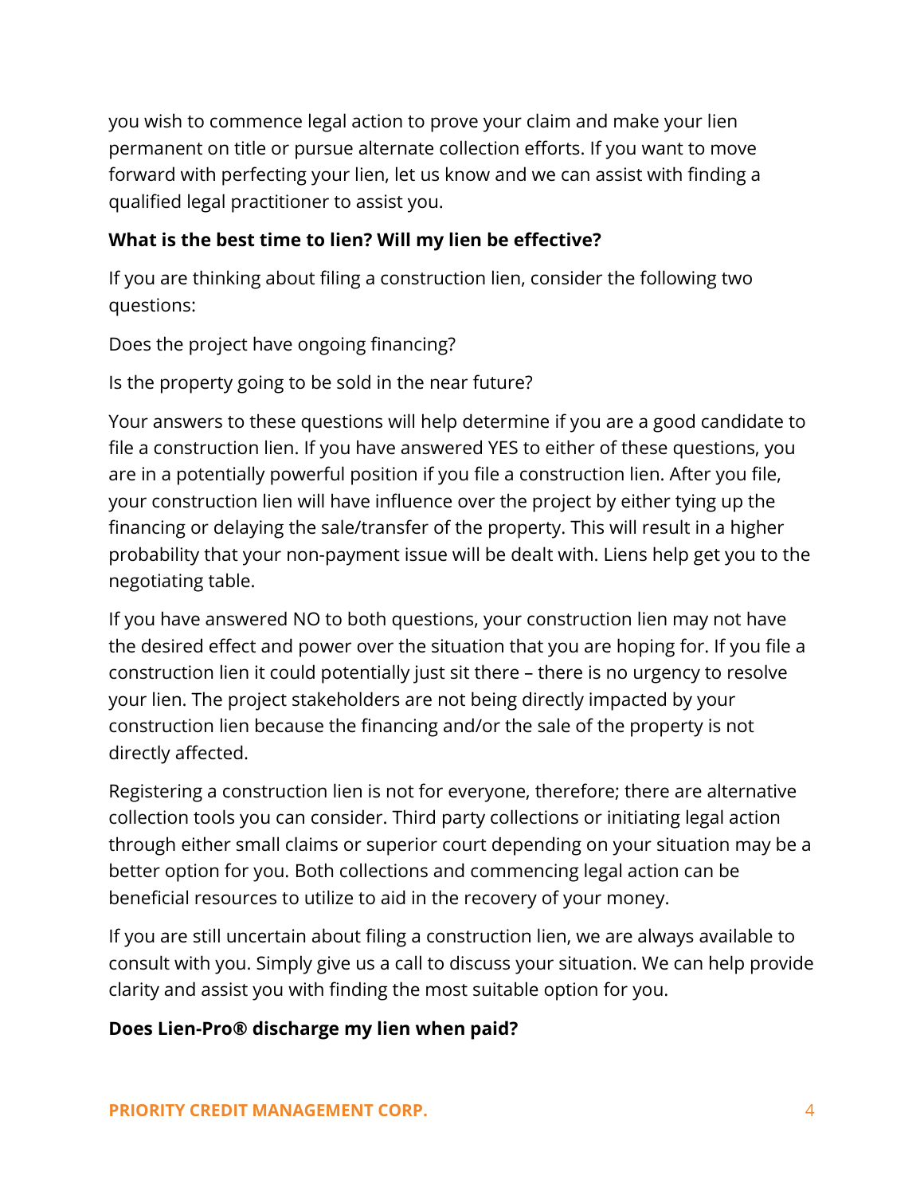you wish to commence legal action to prove your claim and make your lien permanent on title or pursue alternate collection efforts. If you want to move forward with perfecting your lien, let us know and we can assist with finding a qualified legal practitioner to assist you.

**What is the best time to lien? Will my lien be effective?**

If you are thinking about filing a construction lien, consider the following two questions:

Does the project have ongoing financing?

Is the property going to be sold in the near future?

Your answers to these questions will help determine if you are a good candidate to file a construction lien. If you have answered YES to either of these questions, you are in a potentially powerful position if you file a construction lien. After you file, your construction lien will have influence over the project by either tying up the financing or delaying the sale/transfer of the property. This will result in a higher probability that your non-payment issue will be dealt with. Liens help get you to the negotiating table.

If you have answered NO to both questions, your construction lien may not have the desired effect and power over the situation that you are hoping for. If you file a construction lien it could potentially just sit there – there is no urgency to resolve your lien. The project stakeholders are not being directly impacted by your construction lien because the financing and/or the sale of the property is not directly affected.

Registering a construction lien is not for everyone, therefore; there are alternative collection tools you can consider. Third party collections or initiating legal action through either small claims or superior court depending on your situation may be a better option for you. Both collections and commencing legal action can be beneficial resources to utilize to aid in the recovery of your money.

If you are still uncertain about filing a construction lien, we are always available to consult with you. Simply give us a call to discuss your situation. We can help provide clarity and assist you with finding the most suitable option for you.

**Does Lien-Pro® discharge my lien when paid?**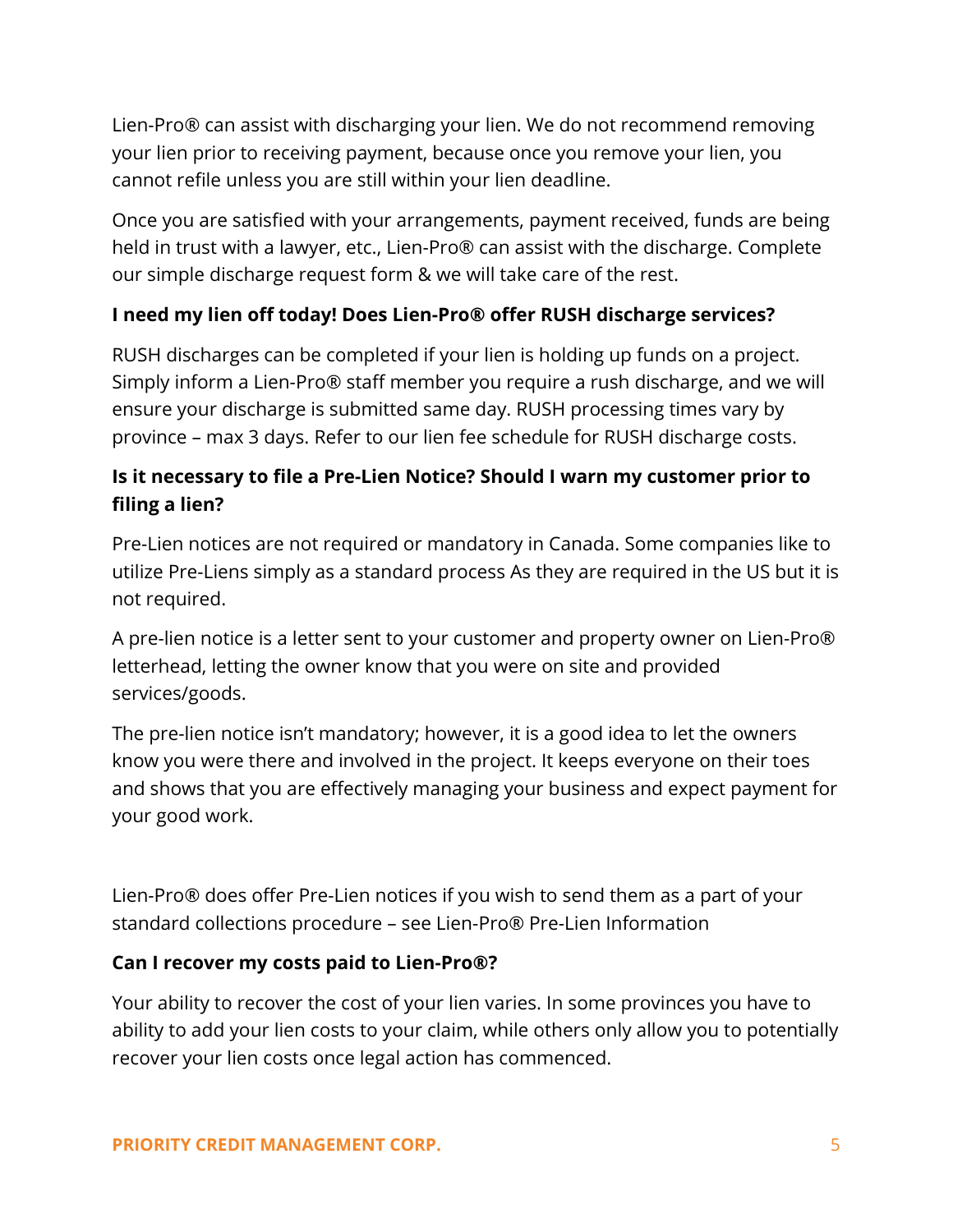Lien-Pro® can assist with discharging your lien. We do not recommend removing your lien prior to receiving payment, because once you remove your lien, you cannot refile unless you are still within your lien deadline.

Once you are satisfied with your arrangements, payment received, funds are being held in trust with a lawyer, etc., Lien-Pro® can assist with the discharge. Complete our simple discharge request form & we will take care of the rest.

**I need my lien off today! Does Lien-Pro® offer RUSH discharge services?**

RUSH discharges can be completed if your lien is holding up funds on a project. Simply inform a Lien-Pro® staff member you require a rush discharge, and we will ensure your discharge is submitted same day. RUSH processing times vary by province – max 3 days. Refer to our lien fee schedule for RUSH discharge costs.

**Is it necessary to file a Pre-Lien Notice? Should I warn my customer prior to filing a lien?**

Pre-Lien notices are not required or mandatory in Canada. Some companies like to utilize Pre-Liens simply as a standard process As they are required in the US but it is not required.

A pre-lien notice is a letter sent to your customer and property owner on Lien-Pro® letterhead, letting the owner know that you were on site and provided services/goods.

The pre-lien notice isn't mandatory; however, it is a good idea to let the owners know you were there and involved in the project. It keeps everyone on their toes and shows that you are effectively managing your business and expect payment for your good work.

Lien-Pro® does offer Pre-Lien notices if you wish to send them as a part of your standard collections procedure – see Lien-Pro® Pre-Lien Information

**Can I recover my costs paid to Lien-Pro®?**

Your ability to recover the cost of your lien varies. In some provinces you have to ability to add your lien costs to your claim, while others only allow you to potentially recover your lien costs once legal action has commenced.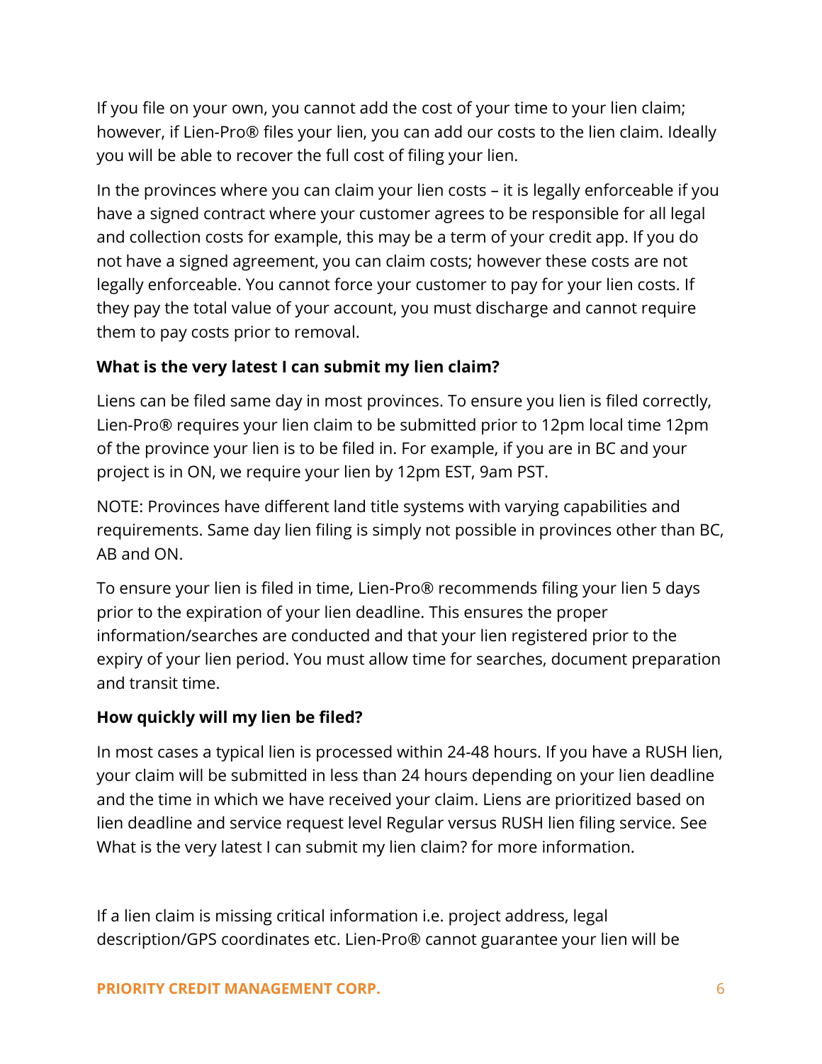If you file on your own, you cannot add the cost of your time to your lien claim; however, if Lien-Pro® files your lien, you can add our costs to the lien claim. Ideally you will be able to recover the full cost of filing your lien.

In the provinces where you can claim your lien costs – it is legally enforceable if you have a signed contract where your customer agrees to be responsible for all legal and collection costs for example, this may be a term of your credit app. If you do not have a signed agreement, you can claim costs; however these costs are not legally enforceable. You cannot force your customer to pay for your lien costs. If they pay the total value of your account, you must discharge and cannot require them to pay costs prior to removal.

**What is the very latest I can submit my lien claim?**

Liens can be filed same day in most provinces. To ensure you lien is filed correctly, Lien-Pro® requires your lien claim to be submitted prior to 12pm local time 12pm of the province your lien is to be filed in. For example, if you are in BC and your project is in ON, we require your lien by 12pm EST, 9am PST.

NOTE: Provinces have different land title systems with varying capabilities and requirements. Same day lien filing is simply not possible in provinces other than BC, AB and ON.

To ensure your lien is filed in time, Lien-Pro® recommends filing your lien 5 days prior to the expiration of your lien deadline. This ensures the proper information/searches are conducted and that your lien registered prior to the expiry of your lien period. You must allow time for searches, document preparation and transit time.

**How quickly will my lien be filed?**

In most cases a typical lien is processed within 24-48 hours. If you have a RUSH lien, your claim will be submitted in less than 24 hours depending on your lien deadline and the time in which we have received your claim. Liens are prioritized based on lien deadline and service request level Regular versus RUSH lien filing service. See What is the very latest I can submit my lien claim? for more information.

If a lien claim is missing critical information i.e. project address, legal description/GPS coordinates etc. Lien-Pro® cannot guarantee your lien will be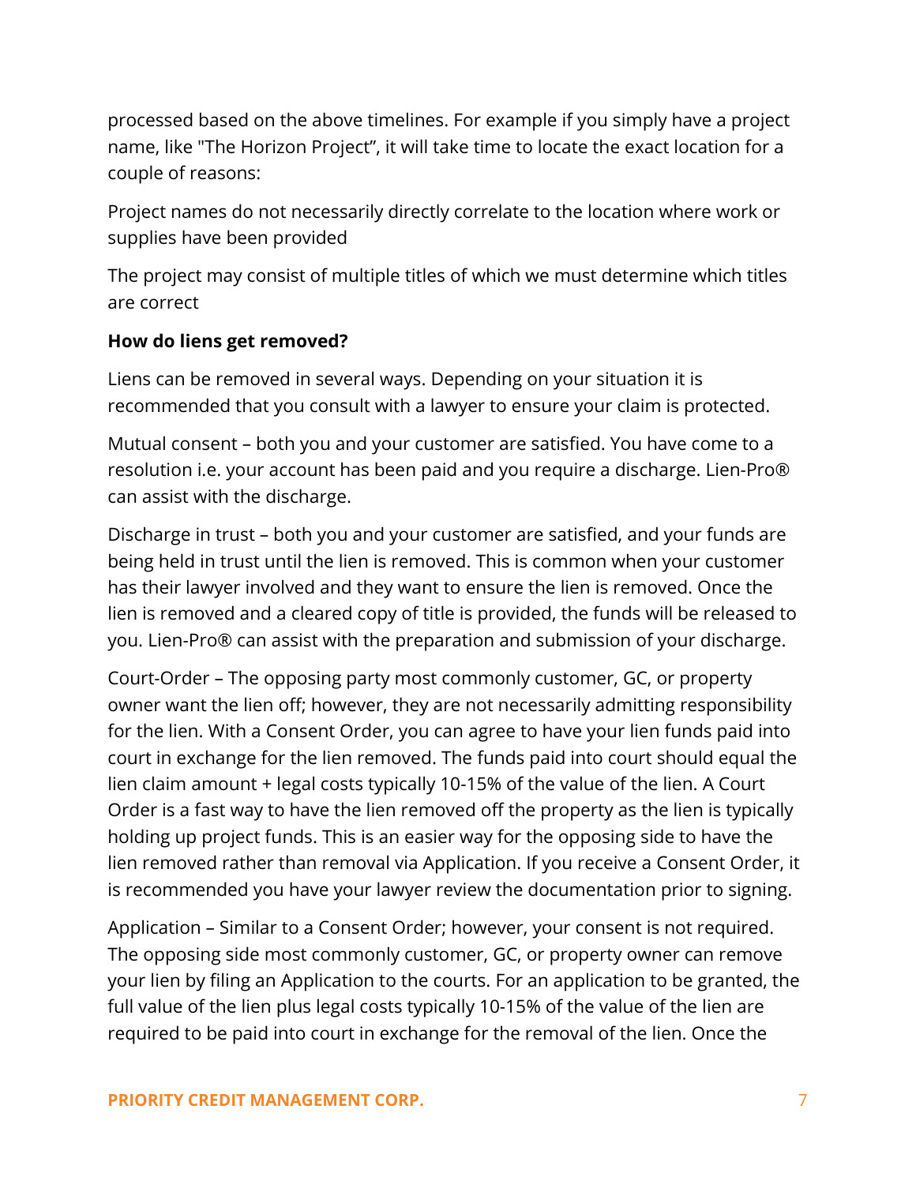processed based on the above timelines. For example if you simply have a project name, like "The Horizon Project", it will take time to locate the exact location for a couple of reasons:

Project names do not necessarily directly correlate to the location where work or supplies have been provided

The project may consist of multiple titles of which we must determine which titles are correct

**How do liens get removed?**

Liens can be removed in several ways. Depending on your situation it is recommended that you consult with a lawyer to ensure your claim is protected.

Mutual consent – both you and your customer are satisfied. You have come to a resolution i.e. your account has been paid and you require a discharge. Lien-Pro® can assist with the discharge.

Discharge in trust – both you and your customer are satisfied, and your funds are being held in trust until the lien is removed. This is common when your customer has their lawyer involved and they want to ensure the lien is removed. Once the lien is removed and a cleared copy of title is provided, the funds will be released to you. Lien-Pro® can assist with the preparation and submission of your discharge.

Court-Order – The opposing party most commonly customer, GC, or property owner want the lien off; however, they are not necessarily admitting responsibility for the lien. With a Consent Order, you can agree to have your lien funds paid into court in exchange for the lien removed. The funds paid into court should equal the lien claim amount + legal costs typically 10-15% of the value of the lien. A Court Order is a fast way to have the lien removed off the property as the lien is typically holding up project funds. This is an easier way for the opposing side to have the lien removed rather than removal via Application. If you receive a Consent Order, it is recommended you have your lawyer review the documentation prior to signing.

Application – Similar to a Consent Order; however, your consent is not required. The opposing side most commonly customer, GC, or property owner can remove your lien by filing an Application to the courts. For an application to be granted, the full value of the lien plus legal costs typically 10-15% of the value of the lien are required to be paid into court in exchange for the removal of the lien. Once the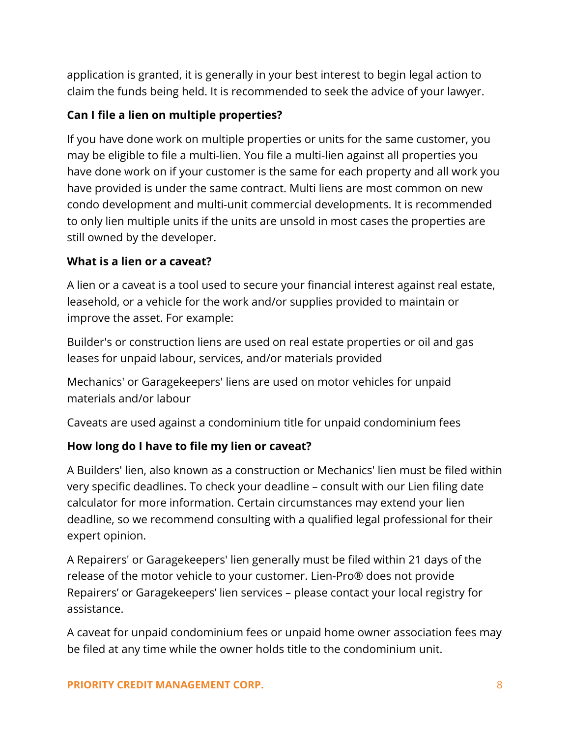application is granted, it is generally in your best interest to begin legal action to claim the funds being held. It is recommended to seek the advice of your lawyer.

**Can I file a lien on multiple properties?**

If you have done work on multiple properties or units for the same customer, you may be eligible to file a multi-lien. You file a multi-lien against all properties you have done work on if your customer is the same for each property and all work you have provided is under the same contract. Multi liens are most common on new condo development and multi-unit commercial developments. It is recommended to only lien multiple units if the units are unsold in most cases the properties are still owned by the developer.

**What is a lien or a caveat?**

A lien or a caveat is a tool used to secure your financial interest against real estate, leasehold, or a vehicle for the work and/or supplies provided to maintain or improve the asset. For example:

Builder's or construction liens are used on real estate properties or oil and gas leases for unpaid labour, services, and/or materials provided

Mechanics' or Garagekeepers' liens are used on motor vehicles for unpaid materials and/or labour

Caveats are used against a condominium title for unpaid condominium fees

**How long do I have to file my lien or caveat?**

A Builders' lien, also known as a construction or Mechanics' lien must be filed within very specific deadlines. To check your deadline – consult with our Lien filing date calculator for more information. Certain circumstances may extend your lien deadline, so we recommend consulting with a qualified legal professional for their expert opinion.

A Repairers' or Garagekeepers' lien generally must be filed within 21 days of the release of the motor vehicle to your customer. Lien-Pro® does not provide Repairers' or Garagekeepers' lien services – please contact your local registry for assistance.

A caveat for unpaid condominium fees or unpaid home owner association fees may be filed at any time while the owner holds title to the condominium unit.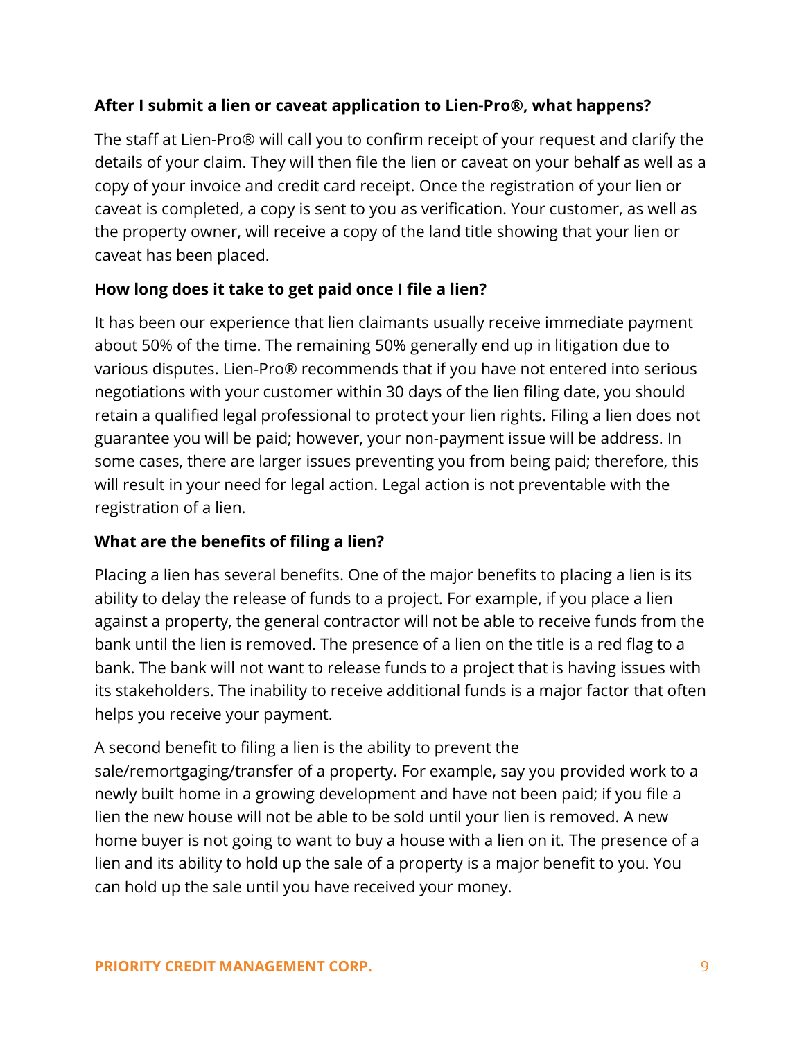**After I submit a lien or caveat application to Lien-Pro®, what happens?**

The staff at Lien-Pro® will call you to confirm receipt of your request and clarify the details of your claim. They will then file the lien or caveat on your behalf as well as a copy of your invoice and credit card receipt. Once the registration of your lien or caveat is completed, a copy is sent to you as verification. Your customer, as well as the property owner, will receive a copy of the land title showing that your lien or caveat has been placed.

**How long does it take to get paid once I file a lien?**

It has been our experience that lien claimants usually receive immediate payment about 50% of the time. The remaining 50% generally end up in litigation due to various disputes. Lien-Pro® recommends that if you have not entered into serious negotiations with your customer within 30 days of the lien filing date, you should retain a qualified legal professional to protect your lien rights. Filing a lien does not guarantee you will be paid; however, your non-payment issue will be address. In some cases, there are larger issues preventing you from being paid; therefore, this will result in your need for legal action. Legal action is not preventable with the registration of a lien.

**What are the benefits of filing a lien?**

Placing a lien has several benefits. One of the major benefits to placing a lien is its ability to delay the release of funds to a project. For example, if you place a lien against a property, the general contractor will not be able to receive funds from the bank until the lien is removed. The presence of a lien on the title is a red flag to a bank. The bank will not want to release funds to a project that is having issues with its stakeholders. The inability to receive additional funds is a major factor that often helps you receive your payment.

A second benefit to filing a lien is the ability to prevent the sale/remortgaging/transfer of a property. For example, say you provided work to a newly built home in a growing development and have not been paid; if you file a lien the new house will not be able to be sold until your lien is removed. A new home buyer is not going to want to buy a house with a lien on it. The presence of a lien and its ability to hold up the sale of a property is a major benefit to you. You can hold up the sale until you have received your money.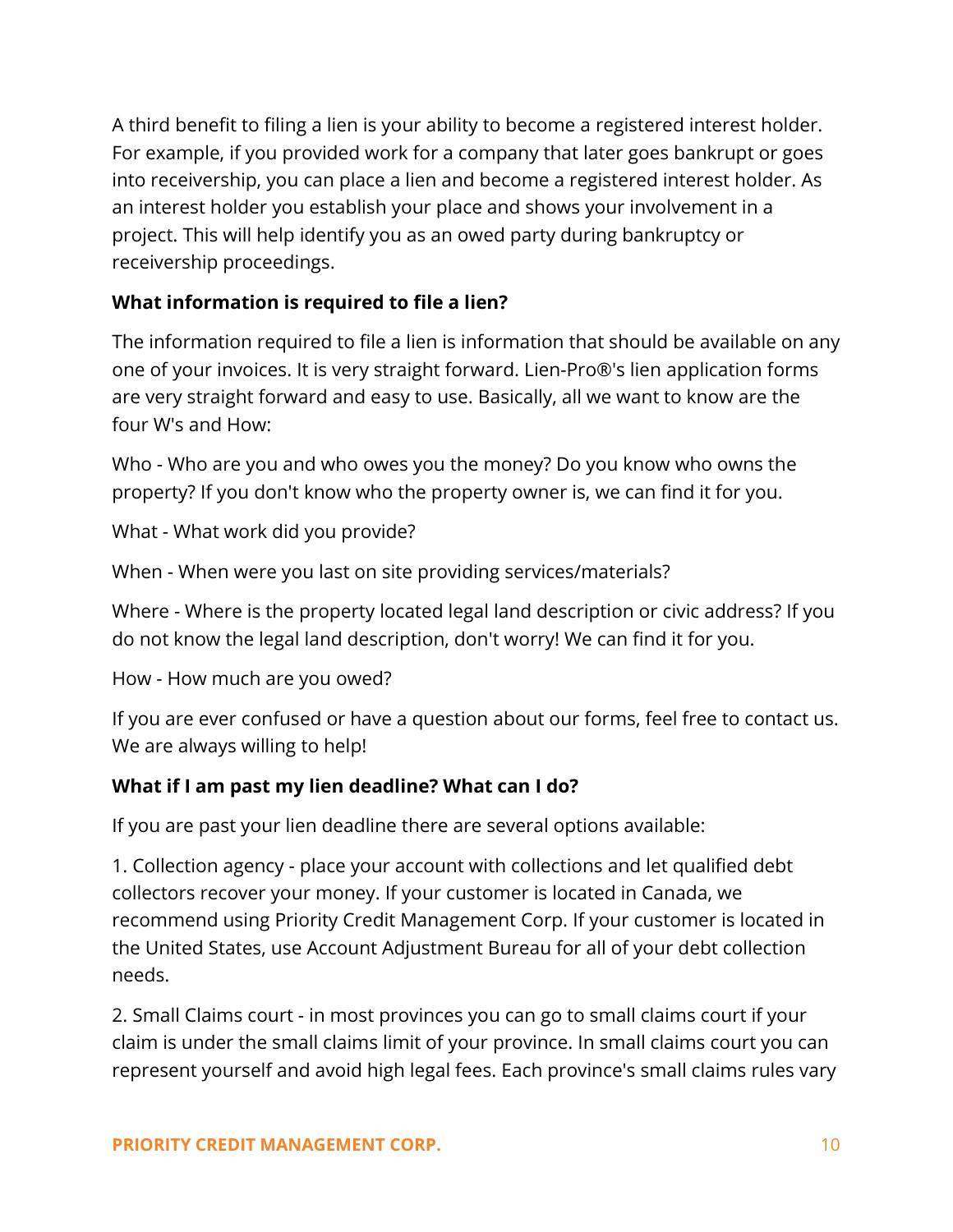A third benefit to filing a lien is your ability to become a registered interest holder. For example, if you provided work for a company that later goes bankrupt or goes into receivership, you can place a lien and become a registered interest holder. As an interest holder you establish your place and shows your involvement in a project. This will help identify you as an owed party during bankruptcy or receivership proceedings.

**What information is required to file a lien?**

The information required to file a lien is information that should be available on any one of your invoices. It is very straight forward. Lien-Pro®'s lien application forms are very straight forward and easy to use. Basically, all we want to know are the four W's and How:

Who - Who are you and who owes you the money? Do you know who owns the property? If you don't know who the property owner is, we can find it for you.

What - What work did you provide?

When - When were you last on site providing services/materials?

Where - Where is the property located legal land description or civic address? If you do not know the legal land description, don't worry! We can find it for you.

How - How much are you owed?

If you are ever confused or have a question about our forms, feel free to contact us. We are always willing to help!

**What if I am past my lien deadline? What can I do?**

If you are past your lien deadline there are several options available:

1. Collection agency - place your account with collections and let qualified debt collectors recover your money. If your customer is located in Canada, we recommend using Priority Credit Management Corp. If your customer is located in the United States, use Account Adjustment Bureau for all of your debt collection needs.

2. Small Claims court - in most provinces you can go to small claims court if your claim is under the small claims limit of your province. In small claims court you can represent yourself and avoid high legal fees. Each province's small claims rules vary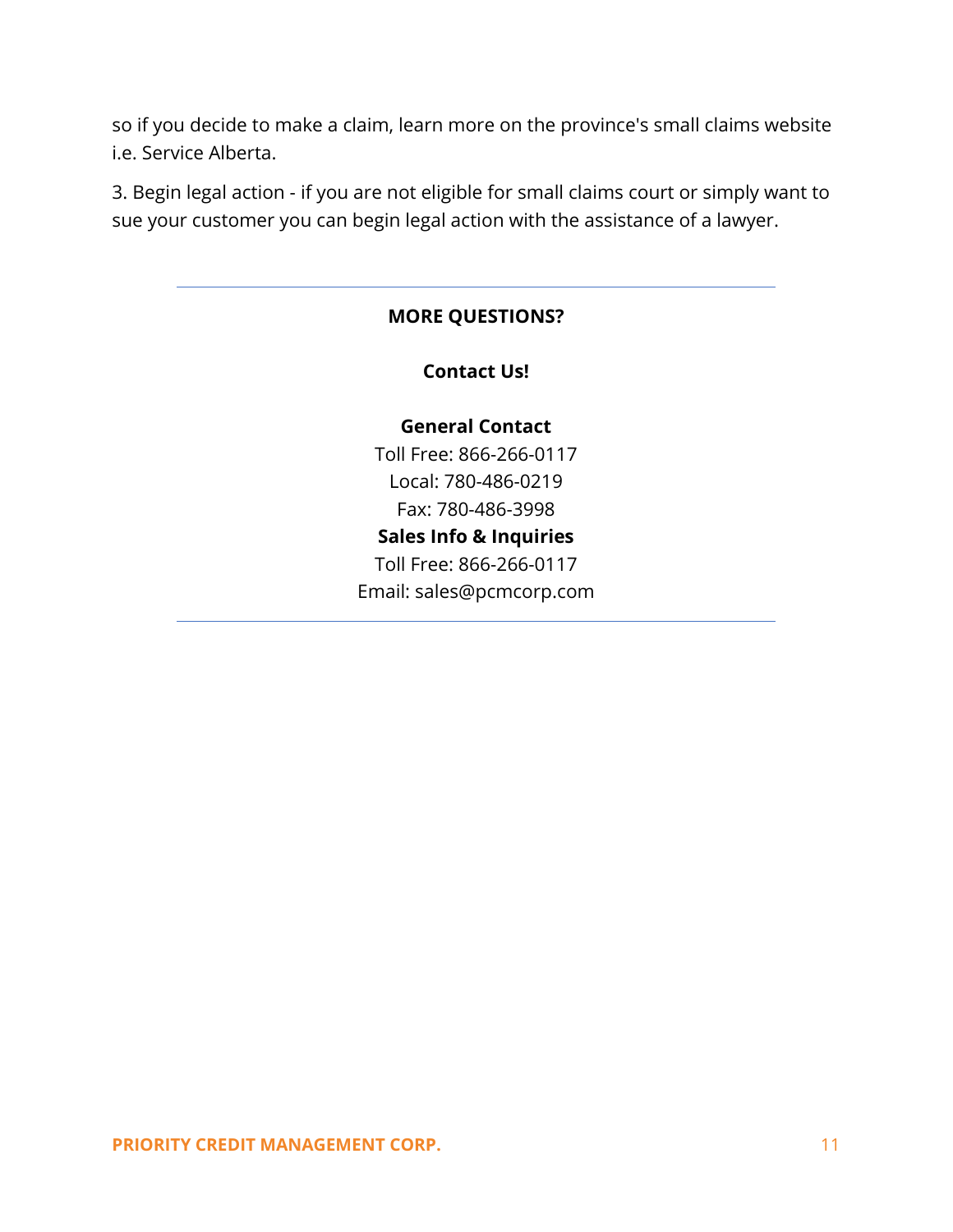so if you decide to make a claim, learn more on the province's small claims website i.e. Service Alberta.

3. Begin legal action - if you are not eligible for small claims court or simply want to sue your customer you can begin legal action with the assistance of a lawyer.

---

**MORE QUESTIONS?**

**Contact Us!**

**General Contact**
Toll Free: 866-266-0117
Local: 780-486-0219
Fax: 780-486-3998

**Sales Info & Inquiries**
Toll Free: 866-266-0117
Email: sales@pcmcorp.com

---